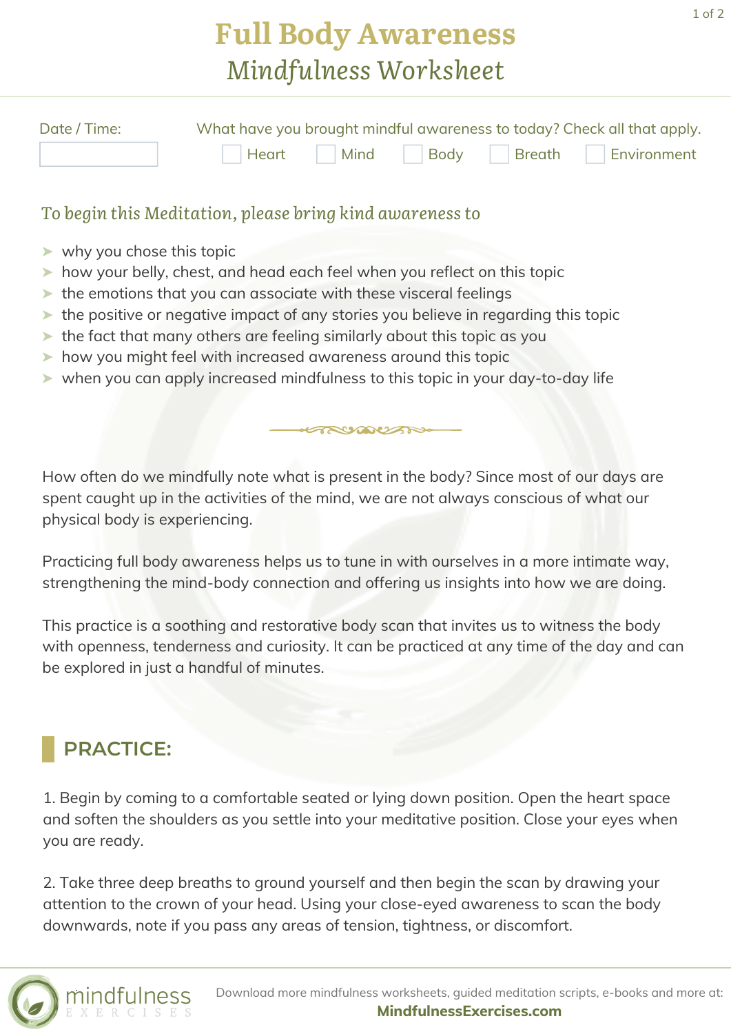# Full Body Awareness

## *Mindfulness Worksheet*

Date / Time:

What have you brought mindful awareness to today? Check all that apply.

☐ Heart ☐ Mind ☐ Body ☐ Breath ☐ Environment

### *To begin this Meditation, please bring kind awareness to*

- why you chose this topic
- how your belly, chest, and head each feel when you reflect on this topic
- the emotions that you can associate with these visceral feelings
- the positive or negative impact of any stories you believe in regarding this topic
- the fact that many others are feeling similarly about this topic as you
- how you might feel with increased awareness around this topic
- when you can apply increased mindfulness to this topic in your day-to-day life

How often do we mindfully note what is present in the body? Since most of our days are spent caught up in the activities of the mind, we are not always conscious of what our physical body is experiencing.

Practicing full body awareness helps us to tune in with ourselves in a more intimate way, strengthening the mind-body connection and offering us insights into how we are doing.

This practice is a soothing and restorative body scan that invites us to witness the body with openness, tenderness and curiosity. It can be practiced at any time of the day and can be explored in just a handful of minutes.

## PRACTICE:

1. Begin by coming to a comfortable seated or lying down position. Open the heart space and soften the shoulders as you settle into your meditative position. Close your eyes when you are ready.

2. Take three deep breaths to ground yourself and then begin the scan by drawing your attention to the crown of your head. Using your close-eyed awareness to scan the body downwards, note if you pass any areas of tension, tightness, or discomfort.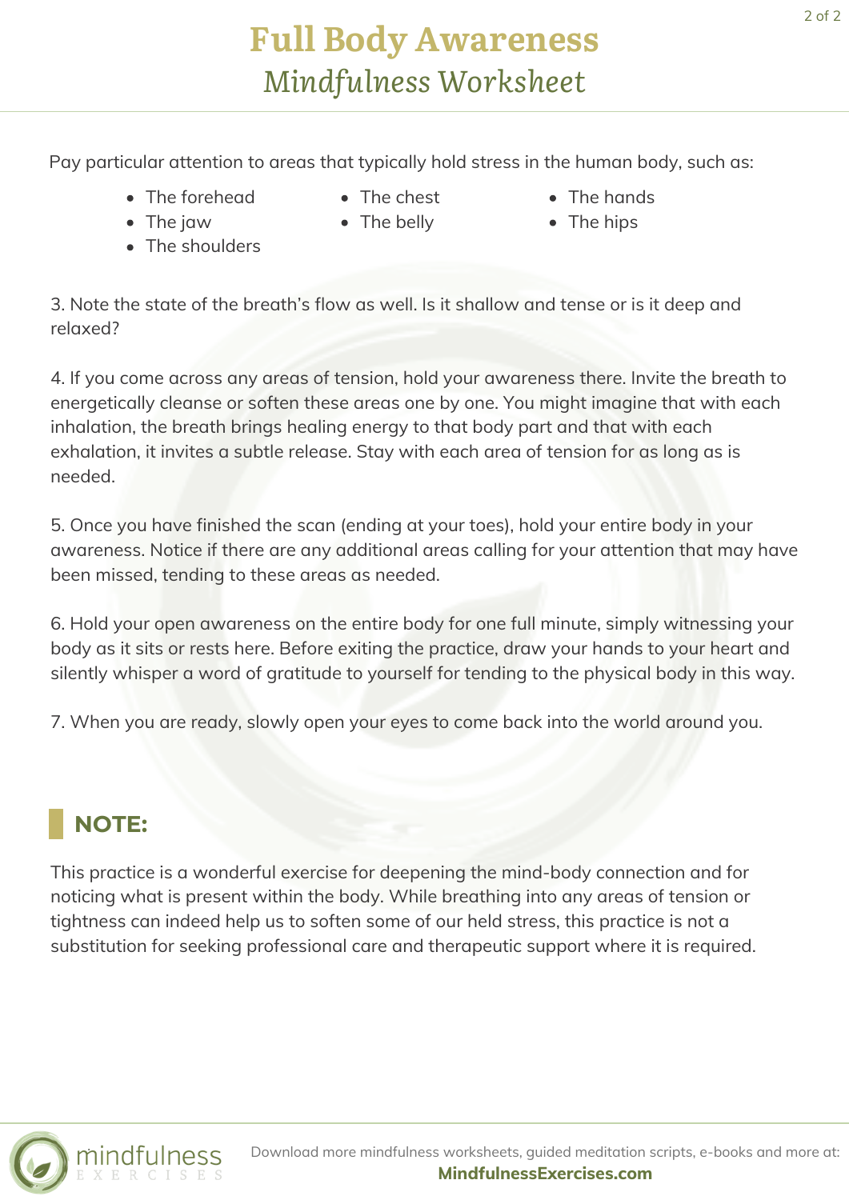Pay particular attention to areas that typically hold stress in the human body, such as:

- The forehead
- The jaw
- The shoulders
- The chest
- The belly
- The hands
- The hips

3. Note the state of the breath's flow as well. Is it shallow and tense or is it deep and relaxed?

4. If you come across any areas of tension, hold your awareness there. Invite the breath to energetically cleanse or soften these areas one by one. You might imagine that with each inhalation, the breath brings healing energy to that body part and that with each exhalation, it invites a subtle release. Stay with each area of tension for as long as is needed.

5. Once you have finished the scan (ending at your toes), hold your entire body in your awareness. Notice if there are any additional areas calling for your attention that may have been missed, tending to these areas as needed.

6. Hold your open awareness on the entire body for one full minute, simply witnessing your body as it sits or rests here. Before exiting the practice, draw your hands to your heart and silently whisper a word of gratitude to yourself for tending to the physical body in this way.

7. When you are ready, slowly open your eyes to come back into the world around you.

## NOTE:

This practice is a wonderful exercise for deepening the mind-body connection and for noticing what is present within the body. While breathing into any areas of tension or tightness can indeed help us to soften some of our held stress, this practice is not a substitution for seeking professional care and therapeutic support where it is required.